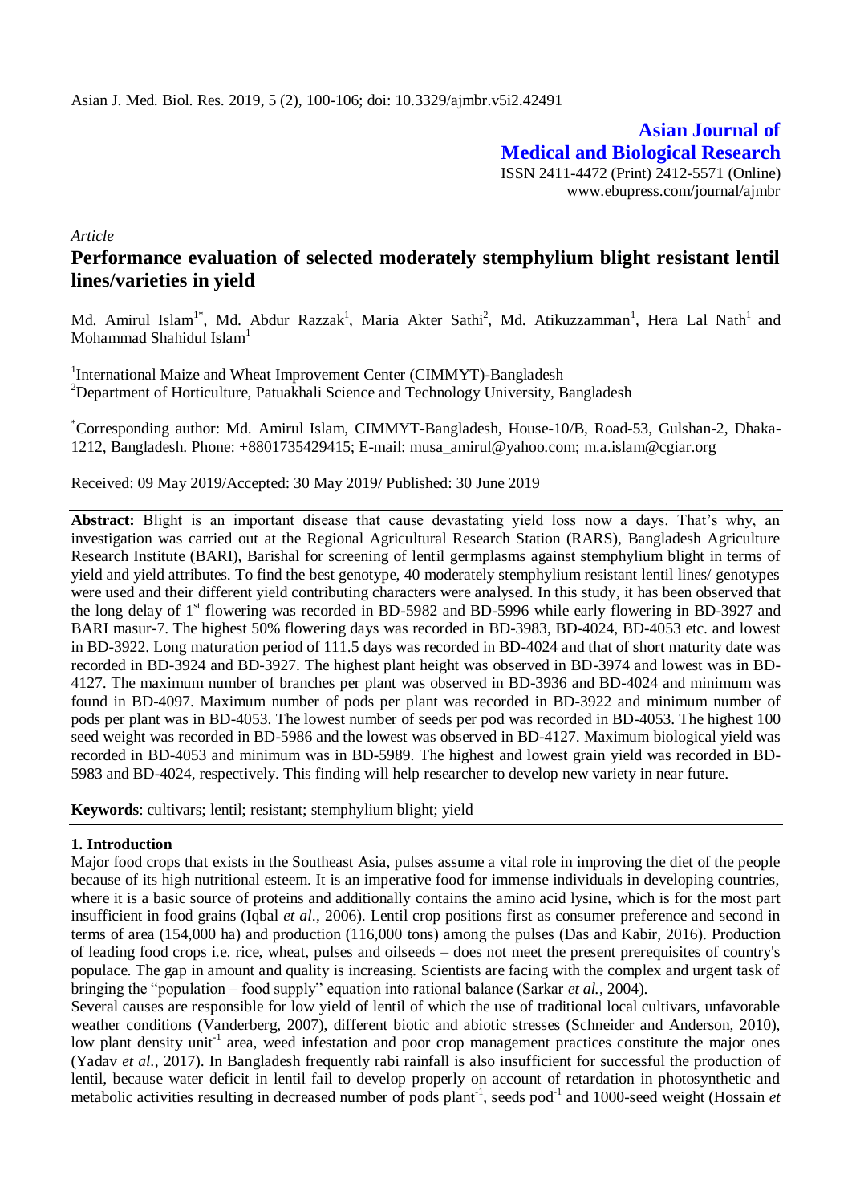**Asian Journal of Medical and Biological Research**

ISSN 2411-4472 (Print) 2412-5571 (Online)
www.ebupress.com/journal/ajmbr

*Article*

# Performance evaluation of selected moderately stemphylium blight resistant lentil lines/varieties in yield

Md. Amirul Islam[1*], Md. Abdur Razzak[1], Maria Akter Sathi[2], Md. Atikuzzamman[1], Hera Lal Nath[1] and Mohammad Shahidul Islam[1]

[1]International Maize and Wheat Improvement Center (CIMMYT)-Bangladesh
[2]Department of Horticulture, Patuakhali Science and Technology University, Bangladesh

[*]Corresponding author: Md. Amirul Islam, CIMMYT-Bangladesh, House-10/B, Road-53, Gulshan-2, Dhaka-1212, Bangladesh. Phone: +8801735429415; E-mail: musa_amirul@yahoo.com; m.a.islam@cgiar.org

Received: 09 May 2019/Accepted: 30 May 2019/ Published: 30 June 2019

**Abstract:** Blight is an important disease that cause devastating yield loss now a days. That's why, an investigation was carried out at the Regional Agricultural Research Station (RARS), Bangladesh Agriculture Research Institute (BARI), Barishal for screening of lentil germplasms against stemphylium blight in terms of yield and yield attributes. To find the best genotype, 40 moderately stemphylium resistant lentil lines/ genotypes were used and their different yield contributing characters were analysed. In this study, it has been observed that the long delay of 1$^{st}$ flowering was recorded in BD-5982 and BD-5996 while early flowering in BD-3927 and BARI masur-7. The highest 50% flowering days was recorded in BD-3983, BD-4024, BD-4053 etc. and lowest in BD-3922. Long maturation period of 111.5 days was recorded in BD-4024 and that of short maturity date was recorded in BD-3924 and BD-3927. The highest plant height was observed in BD-3974 and lowest was in BD-4127. The maximum number of branches per plant was observed in BD-3936 and BD-4024 and minimum was found in BD-4097. Maximum number of pods per plant was recorded in BD-3922 and minimum number of pods per plant was in BD-4053. The lowest number of seeds per pod was recorded in BD-4053. The highest 100 seed weight was recorded in BD-5986 and the lowest was observed in BD-4127. Maximum biological yield was recorded in BD-4053 and minimum was in BD-5989. The highest and lowest grain yield was recorded in BD-5983 and BD-4024, respectively. This finding will help researcher to develop new variety in near future.

**Keywords**: cultivars; lentil; resistant; stemphylium blight; yield

## 1. Introduction

Major food crops that exists in the Southeast Asia, pulses assume a vital role in improving the diet of the people because of its high nutritional esteem. It is an imperative food for immense individuals in developing countries, where it is a basic source of proteins and additionally contains the amino acid lysine, which is for the most part insufficient in food grains (Iqbal *et al.*, 2006). Lentil crop positions first as consumer preference and second in terms of area (154,000 ha) and production (116,000 tons) among the pulses (Das and Kabir, 2016). Production of leading food crops i.e. rice, wheat, pulses and oilseeds – does not meet the present prerequisites of country's populace. The gap in amount and quality is increasing. Scientists are facing with the complex and urgent task of bringing the "population – food supply" equation into rational balance (Sarkar *et al.*, 2004).

Several causes are responsible for low yield of lentil of which the use of traditional local cultivars, unfavorable weather conditions (Vanderberg, 2007), different biotic and abiotic stresses (Schneider and Anderson, 2010), low plant density unit$^{-1}$ area, weed infestation and poor crop management practices constitute the major ones (Yadav *et al.*, 2017). In Bangladesh frequently rabi rainfall is also insufficient for successful the production of lentil, because water deficit in lentil fail to develop properly on account of retardation in photosynthetic and metabolic activities resulting in decreased number of pods plant$^{-1}$, seeds pod$^{-1}$ and 1000-seed weight (Hossain *et*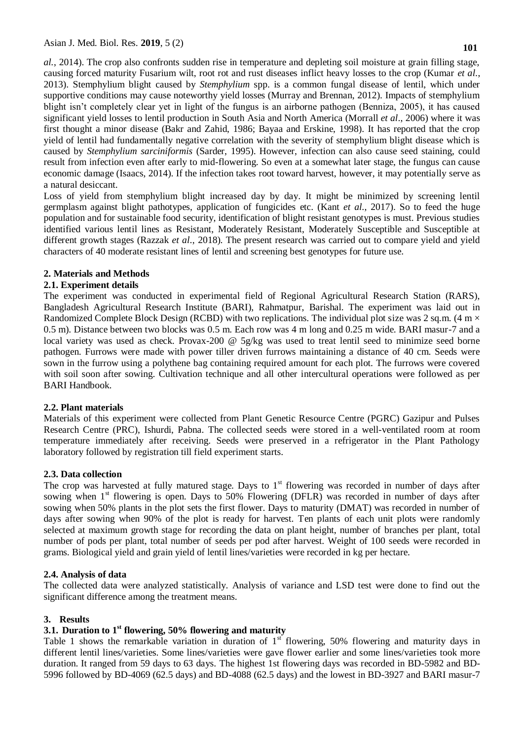*al.*, 2014). The crop also confronts sudden rise in temperature and depleting soil moisture at grain filling stage, causing forced maturity Fusarium wilt, root rot and rust diseases inflict heavy losses to the crop (Kumar *et al.*, 2013). Stemphylium blight caused by *Stemphylium* spp. is a common fungal disease of lentil, which under supportive conditions may cause noteworthy yield losses (Murray and Brennan, 2012). Impacts of stemphylium blight isn't completely clear yet in light of the fungus is an airborne pathogen (Benniza, 2005), it has caused significant yield losses to lentil production in South Asia and North America (Morrall *et al*., 2006) where it was first thought a minor disease (Bakr and Zahid, 1986; Bayaa and Erskine, 1998). It has reported that the crop yield of lentil had fundamentally negative correlation with the severity of stemphylium blight disease which is caused by *Stemphylium sarciniformis* (Sarder, 1995). However, infection can also cause seed staining, could result from infection even after early to mid-flowering. So even at a somewhat later stage, the fungus can cause economic damage (Isaacs, 2014). If the infection takes root toward harvest, however, it may potentially serve as a natural desiccant.

Loss of yield from stemphylium blight increased day by day. It might be minimized by screening lentil germplasm against blight pathotypes, application of fungicides etc. (Kant *et al.*, 2017). So to feed the huge population and for sustainable food security, identification of blight resistant genotypes is must. Previous studies identified various lentil lines as Resistant, Moderately Resistant, Moderately Susceptible and Susceptible at different growth stages (Razzak *et al*., 2018). The present research was carried out to compare yield and yield characters of 40 moderate resistant lines of lentil and screening best genotypes for future use.

## 2. Materials and Methods

### 2.1. Experiment details

The experiment was conducted in experimental field of Regional Agricultural Research Station (RARS), Bangladesh Agricultural Research Institute (BARI), Rahmatpur, Barishal. The experiment was laid out in Randomized Complete Block Design (RCBD) with two replications. The individual plot size was 2 sq.m. (4 m × 0.5 m). Distance between two blocks was 0.5 m. Each row was 4 m long and 0.25 m wide. BARI masur-7 and a local variety was used as check. Provax-200 @ 5g/kg was used to treat lentil seed to minimize seed borne pathogen. Furrows were made with power tiller driven furrows maintaining a distance of 40 cm. Seeds were sown in the furrow using a polythene bag containing required amount for each plot. The furrows were covered with soil soon after sowing. Cultivation technique and all other intercultural operations were followed as per BARI Handbook.

### 2.2. Plant materials

Materials of this experiment were collected from Plant Genetic Resource Centre (PGRC) Gazipur and Pulses Research Centre (PRC), Ishurdi, Pabna. The collected seeds were stored in a well-ventilated room at room temperature immediately after receiving. Seeds were preserved in a refrigerator in the Plant Pathology laboratory followed by registration till field experiment starts.

### 2.3. Data collection

The crop was harvested at fully matured stage. Days to 1$^{st}$ flowering was recorded in number of days after sowing when 1$^{st}$ flowering is open. Days to 50% Flowering (DFLR) was recorded in number of days after sowing when 50% plants in the plot sets the first flower. Days to maturity (DMAT) was recorded in number of days after sowing when 90% of the plot is ready for harvest. Ten plants of each unit plots were randomly selected at maximum growth stage for recording the data on plant height, number of branches per plant, total number of pods per plant, total number of seeds per pod after harvest. Weight of 100 seeds were recorded in grams. Biological yield and grain yield of lentil lines/varieties were recorded in kg per hectare.

### 2.4. Analysis of data

The collected data were analyzed statistically. Analysis of variance and LSD test were done to find out the significant difference among the treatment means.

## 3. Results

### 3.1. Duration to 1$^{st}$ flowering, 50% flowering and maturity

Table 1 shows the remarkable variation in duration of 1$^{st}$ flowering, 50% flowering and maturity days in different lentil lines/varieties. Some lines/varieties were gave flower earlier and some lines/varieties took more duration. It ranged from 59 days to 63 days. The highest 1st flowering days was recorded in BD-5982 and BD-5996 followed by BD-4069 (62.5 days) and BD-4088 (62.5 days) and the lowest in BD-3927 and BARI masur-7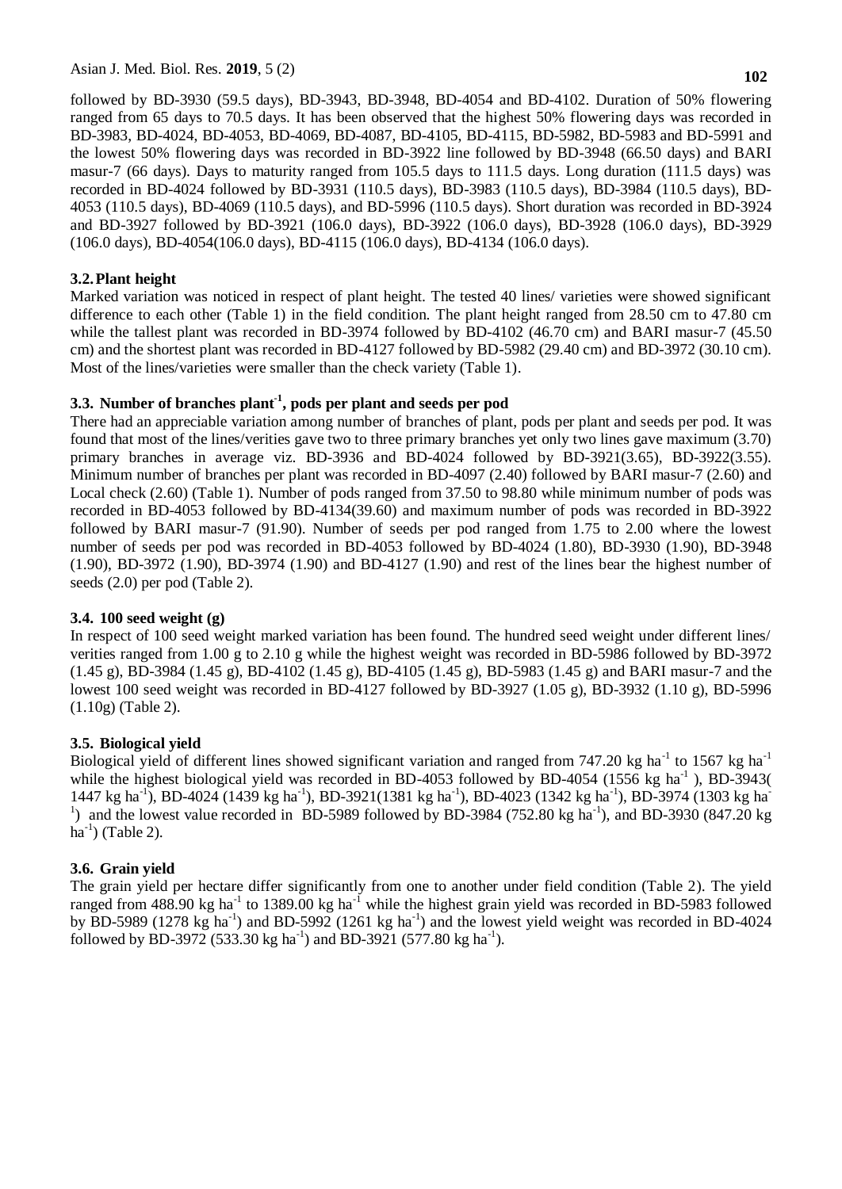followed by BD-3930 (59.5 days), BD-3943, BD-3948, BD-4054 and BD-4102. Duration of 50% flowering ranged from 65 days to 70.5 days. It has been observed that the highest 50% flowering days was recorded in BD-3983, BD-4024, BD-4053, BD-4069, BD-4087, BD-4105, BD-4115, BD-5982, BD-5983 and BD-5991 and the lowest 50% flowering days was recorded in BD-3922 line followed by BD-3948 (66.50 days) and BARI masur-7 (66 days). Days to maturity ranged from 105.5 days to 111.5 days. Long duration (111.5 days) was recorded in BD-4024 followed by BD-3931 (110.5 days), BD-3983 (110.5 days), BD-3984 (110.5 days), BD-4053 (110.5 days), BD-4069 (110.5 days), and BD-5996 (110.5 days). Short duration was recorded in BD-3924 and BD-3927 followed by BD-3921 (106.0 days), BD-3922 (106.0 days), BD-3928 (106.0 days), BD-3929 (106.0 days), BD-4054(106.0 days), BD-4115 (106.0 days), BD-4134 (106.0 days).

### 3.2. Plant height

Marked variation was noticed in respect of plant height. The tested 40 lines/ varieties were showed significant difference to each other (Table 1) in the field condition. The plant height ranged from 28.50 cm to 47.80 cm while the tallest plant was recorded in BD-3974 followed by BD-4102 (46.70 cm) and BARI masur-7 (45.50 cm) and the shortest plant was recorded in BD-4127 followed by BD-5982 (29.40 cm) and BD-3972 (30.10 cm). Most of the lines/varieties were smaller than the check variety (Table 1).

### 3.3. Number of branches plant$^{-1}$, pods per plant and seeds per pod

There had an appreciable variation among number of branches of plant, pods per plant and seeds per pod. It was found that most of the lines/verities gave two to three primary branches yet only two lines gave maximum (3.70) primary branches in average viz. BD-3936 and BD-4024 followed by BD-3921(3.65), BD-3922(3.55). Minimum number of branches per plant was recorded in BD-4097 (2.40) followed by BARI masur-7 (2.60) and Local check (2.60) (Table 1). Number of pods ranged from 37.50 to 98.80 while minimum number of pods was recorded in BD-4053 followed by BD-4134(39.60) and maximum number of pods was recorded in BD-3922 followed by BARI masur-7 (91.90). Number of seeds per pod ranged from 1.75 to 2.00 where the lowest number of seeds per pod was recorded in BD-4053 followed by BD-4024 (1.80), BD-3930 (1.90), BD-3948 (1.90), BD-3972 (1.90), BD-3974 (1.90) and BD-4127 (1.90) and rest of the lines bear the highest number of seeds (2.0) per pod (Table 2).

### 3.4. 100 seed weight (g)

In respect of 100 seed weight marked variation has been found. The hundred seed weight under different lines/ verities ranged from 1.00 g to 2.10 g while the highest weight was recorded in BD-5986 followed by BD-3972 (1.45 g), BD-3984 (1.45 g), BD-4102 (1.45 g), BD-4105 (1.45 g), BD-5983 (1.45 g) and BARI masur-7 and the lowest 100 seed weight was recorded in BD-4127 followed by BD-3927 (1.05 g), BD-3932 (1.10 g), BD-5996 (1.10g) (Table 2).

### 3.5. Biological yield

Biological yield of different lines showed significant variation and ranged from 747.20 kg ha$^{-1}$ to 1567 kg ha$^{-1}$ while the highest biological yield was recorded in BD-4053 followed by BD-4054 (1556 kg ha$^{-1}$ ), BD-3943( 1447 kg ha$^{-1}$), BD-4024 (1439 kg ha$^{-1}$), BD-3921(1381 kg ha$^{-1}$), BD-4023 (1342 kg ha$^{-1}$), BD-3974 (1303 kg ha$^{-1}$) and the lowest value recorded in BD-5989 followed by BD-3984 (752.80 kg ha$^{-1}$), and BD-3930 (847.20 kg ha$^{-1}$) (Table 2).

### 3.6. Grain yield

The grain yield per hectare differ significantly from one to another under field condition (Table 2). The yield ranged from 488.90 kg ha$^{-1}$ to 1389.00 kg ha$^{-1}$ while the highest grain yield was recorded in BD-5983 followed by BD-5989 (1278 kg ha$^{-1}$) and BD-5992 (1261 kg ha$^{-1}$) and the lowest yield weight was recorded in BD-4024 followed by BD-3972 (533.30 kg ha$^{-1}$) and BD-3921 (577.80 kg ha$^{-1}$).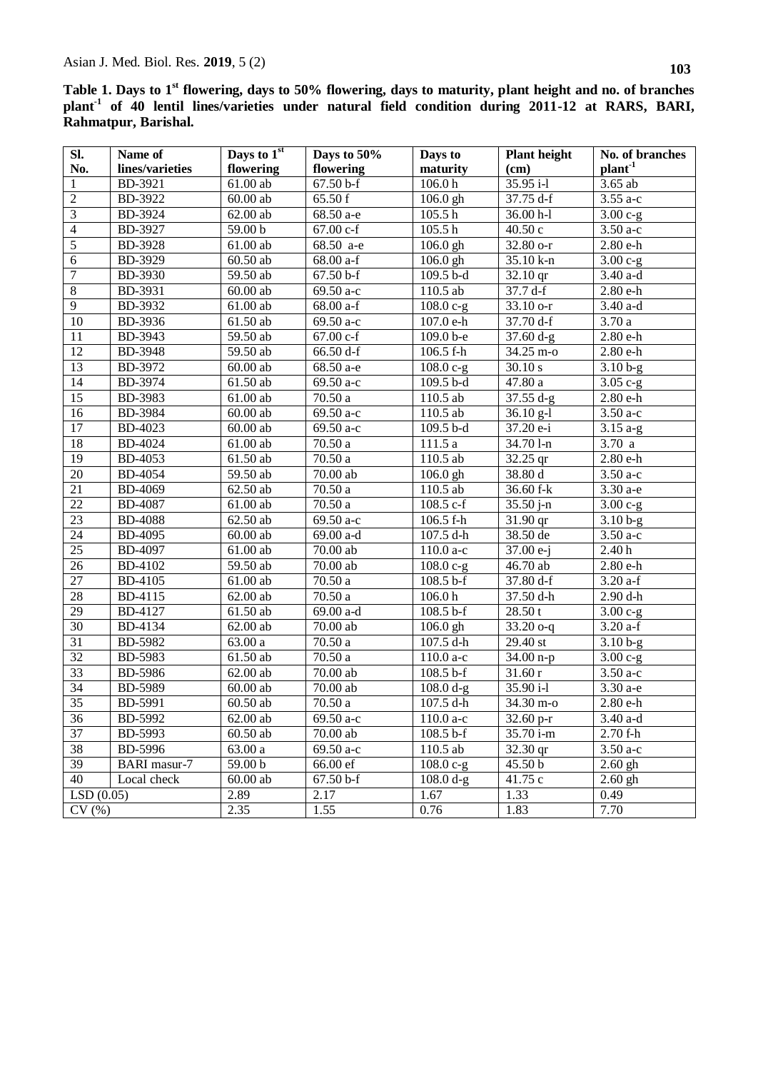**Table 1. Days to 1st flowering, days to 50% flowering, days to maturity, plant height and no. of branches plant-1 of 40 lentil lines/varieties under natural field condition during 2011-12 at RARS, BARI, Rahmatpur, Barishal.**

| Sl. No. | Name of lines/varieties | Days to 1st flowering | Days to 50% flowering | Days to maturity | Plant height (cm) | No. of branches plant-1 |
|---|---|---|---|---|---|---|
| 1 | BD-3921 | 61.00 ab | 67.50 b-f | 106.0 h | 35.95 i-l | 3.65 ab |
| 2 | BD-3922 | 60.00 ab | 65.50 f | 106.0 gh | 37.75 d-f | 3.55 a-c |
| 3 | BD-3924 | 62.00 ab | 68.50 a-e | 105.5 h | 36.00 h-l | 3.00 c-g |
| 4 | BD-3927 | 59.00 b | 67.00 c-f | 105.5 h | 40.50 c | 3.50 a-c |
| 5 | BD-3928 | 61.00 ab | 68.50 a-e | 106.0 gh | 32.80 o-r | 2.80 e-h |
| 6 | BD-3929 | 60.50 ab | 68.00 a-f | 106.0 gh | 35.10 k-n | 3.00 c-g |
| 7 | BD-3930 | 59.50 ab | 67.50 b-f | 109.5 b-d | 32.10 qr | 3.40 a-d |
| 8 | BD-3931 | 60.00 ab | 69.50 a-c | 110.5 ab | 37.7 d-f | 2.80 e-h |
| 9 | BD-3932 | 61.00 ab | 68.00 a-f | 108.0 c-g | 33.10 o-r | 3.40 a-d |
| 10 | BD-3936 | 61.50 ab | 69.50 a-c | 107.0 e-h | 37.70 d-f | 3.70 a |
| 11 | BD-3943 | 59.50 ab | 67.00 c-f | 109.0 b-e | 37.60 d-g | 2.80 e-h |
| 12 | BD-3948 | 59.50 ab | 66.50 d-f | 106.5 f-h | 34.25 m-o | 2.80 e-h |
| 13 | BD-3972 | 60.00 ab | 68.50 a-e | 108.0 c-g | 30.10 s | 3.10 b-g |
| 14 | BD-3974 | 61.50 ab | 69.50 a-c | 109.5 b-d | 47.80 a | 3.05 c-g |
| 15 | BD-3983 | 61.00 ab | 70.50 a | 110.5 ab | 37.55 d-g | 2.80 e-h |
| 16 | BD-3984 | 60.00 ab | 69.50 a-c | 110.5 ab | 36.10 g-l | 3.50 a-c |
| 17 | BD-4023 | 60.00 ab | 69.50 a-c | 109.5 b-d | 37.20 e-i | 3.15 a-g |
| 18 | BD-4024 | 61.00 ab | 70.50 a | 111.5 a | 34.70 l-n | 3.70 a |
| 19 | BD-4053 | 61.50 ab | 70.50 a | 110.5 ab | 32.25 qr | 2.80 e-h |
| 20 | BD-4054 | 59.50 ab | 70.00 ab | 106.0 gh | 38.80 d | 3.50 a-c |
| 21 | BD-4069 | 62.50 ab | 70.50 a | 110.5 ab | 36.60 f-k | 3.30 a-e |
| 22 | BD-4087 | 61.00 ab | 70.50 a | 108.5 c-f | 35.50 j-n | 3.00 c-g |
| 23 | BD-4088 | 62.50 ab | 69.50 a-c | 106.5 f-h | 31.90 qr | 3.10 b-g |
| 24 | BD-4095 | 60.00 ab | 69.00 a-d | 107.5 d-h | 38.50 de | 3.50 a-c |
| 25 | BD-4097 | 61.00 ab | 70.00 ab | 110.0 a-c | 37.00 e-j | 2.40 h |
| 26 | BD-4102 | 59.50 ab | 70.00 ab | 108.0 c-g | 46.70 ab | 2.80 e-h |
| 27 | BD-4105 | 61.00 ab | 70.50 a | 108.5 b-f | 37.80 d-f | 3.20 a-f |
| 28 | BD-4115 | 62.00 ab | 70.50 a | 106.0 h | 37.50 d-h | 2.90 d-h |
| 29 | BD-4127 | 61.50 ab | 69.00 a-d | 108.5 b-f | 28.50 t | 3.00 c-g |
| 30 | BD-4134 | 62.00 ab | 70.00 ab | 106.0 gh | 33.20 o-q | 3.20 a-f |
| 31 | BD-5982 | 63.00 a | 70.50 a | 107.5 d-h | 29.40 st | 3.10 b-g |
| 32 | BD-5983 | 61.50 ab | 70.50 a | 110.0 a-c | 34.00 n-p | 3.00 c-g |
| 33 | BD-5986 | 62.00 ab | 70.00 ab | 108.5 b-f | 31.60 r | 3.50 a-c |
| 34 | BD-5989 | 60.00 ab | 70.00 ab | 108.0 d-g | 35.90 i-l | 3.30 a-e |
| 35 | BD-5991 | 60.50 ab | 70.50 a | 107.5 d-h | 34.30 m-o | 2.80 e-h |
| 36 | BD-5992 | 62.00 ab | 69.50 a-c | 110.0 a-c | 32.60 p-r | 3.40 a-d |
| 37 | BD-5993 | 60.50 ab | 70.00 ab | 108.5 b-f | 35.70 i-m | 2.70 f-h |
| 38 | BD-5996 | 63.00 a | 69.50 a-c | 110.5 ab | 32.30 qr | 3.50 a-c |
| 39 | BARI masur-7 | 59.00 b | 66.00 ef | 108.0 c-g | 45.50 b | 2.60 gh |
| 40 | Local check | 60.00 ab | 67.50 b-f | 108.0 d-g | 41.75 c | 2.60 gh |
| LSD (0.05) | | 2.89 | 2.17 | 1.67 | 1.33 | 0.49 |
| CV (%) | | 2.35 | 1.55 | 0.76 | 1.83 | 7.70 |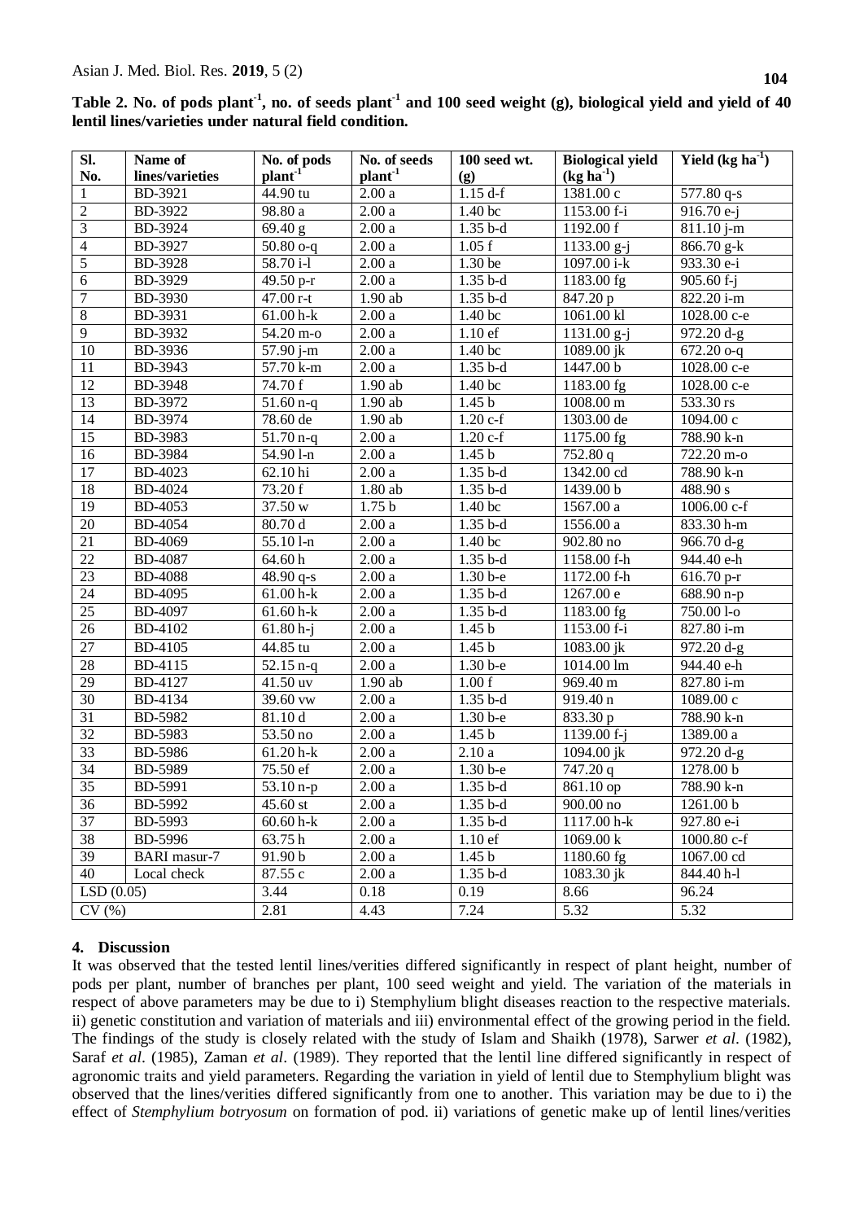**Table 2. No. of pods plant$^{-1}$, no. of seeds plant$^{-1}$ and 100 seed weight (g), biological yield and yield of 40 lentil lines/varieties under natural field condition.**

| Sl. No. | Name of lines/varieties | No. of pods plant$^{-1}$ | No. of seeds plant$^{-1}$ | 100 seed wt. (g) | Biological yield (kg ha$^{-1}$) | Yield (kg ha$^{-1}$) |
|---|---|---|---|---|---|---|
| 1 | BD-3921 | 44.90 tu | 2.00 a | 1.15 d-f | 1381.00 c | 577.80 q-s |
| 2 | BD-3922 | 98.80 a | 2.00 a | 1.40 bc | 1153.00 f-i | 916.70 e-j |
| 3 | BD-3924 | 69.40 g | 2.00 a | 1.35 b-d | 1192.00 f | 811.10 j-m |
| 4 | BD-3927 | 50.80 o-q | 2.00 a | 1.05 f | 1133.00 g-j | 866.70 g-k |
| 5 | BD-3928 | 58.70 i-l | 2.00 a | 1.30 be | 1097.00 i-k | 933.30 e-i |
| 6 | BD-3929 | 49.50 p-r | 2.00 a | 1.35 b-d | 1183.00 fg | 905.60 f-j |
| 7 | BD-3930 | 47.00 r-t | 1.90 ab | 1.35 b-d | 847.20 p | 822.20 i-m |
| 8 | BD-3931 | 61.00 h-k | 2.00 a | 1.40 bc | 1061.00 kl | 1028.00 c-e |
| 9 | BD-3932 | 54.20 m-o | 2.00 a | 1.10 ef | 1131.00 g-j | 972.20 d-g |
| 10 | BD-3936 | 57.90 j-m | 2.00 a | 1.40 bc | 1089.00 jk | 672.20 o-q |
| 11 | BD-3943 | 57.70 k-m | 2.00 a | 1.35 b-d | 1447.00 b | 1028.00 c-e |
| 12 | BD-3948 | 74.70 f | 1.90 ab | 1.40 bc | 1183.00 fg | 1028.00 c-e |
| 13 | BD-3972 | 51.60 n-q | 1.90 ab | 1.45 b | 1008.00 m | 533.30 rs |
| 14 | BD-3974 | 78.60 de | 1.90 ab | 1.20 c-f | 1303.00 de | 1094.00 c |
| 15 | BD-3983 | 51.70 n-q | 2.00 a | 1.20 c-f | 1175.00 fg | 788.90 k-n |
| 16 | BD-3984 | 54.90 l-n | 2.00 a | 1.45 b | 752.80 q | 722.20 m-o |
| 17 | BD-4023 | 62.10 hi | 2.00 a | 1.35 b-d | 1342.00 cd | 788.90 k-n |
| 18 | BD-4024 | 73.20 f | 1.80 ab | 1.35 b-d | 1439.00 b | 488.90 s |
| 19 | BD-4053 | 37.50 w | 1.75 b | 1.40 bc | 1567.00 a | 1006.00 c-f |
| 20 | BD-4054 | 80.70 d | 2.00 a | 1.35 b-d | 1556.00 a | 833.30 h-m |
| 21 | BD-4069 | 55.10 l-n | 2.00 a | 1.40 bc | 902.80 no | 966.70 d-g |
| 22 | BD-4087 | 64.60 h | 2.00 a | 1.35 b-d | 1158.00 f-h | 944.40 e-h |
| 23 | BD-4088 | 48.90 q-s | 2.00 a | 1.30 b-e | 1172.00 f-h | 616.70 p-r |
| 24 | BD-4095 | 61.00 h-k | 2.00 a | 1.35 b-d | 1267.00 e | 688.90 n-p |
| 25 | BD-4097 | 61.60 h-k | 2.00 a | 1.35 b-d | 1183.00 fg | 750.00 l-o |
| 26 | BD-4102 | 61.80 h-j | 2.00 a | 1.45 b | 1153.00 f-i | 827.80 i-m |
| 27 | BD-4105 | 44.85 tu | 2.00 a | 1.45 b | 1083.00 jk | 972.20 d-g |
| 28 | BD-4115 | 52.15 n-q | 2.00 a | 1.30 b-e | 1014.00 lm | 944.40 e-h |
| 29 | BD-4127 | 41.50 uv | 1.90 ab | 1.00 f | 969.40 m | 827.80 i-m |
| 30 | BD-4134 | 39.60 vw | 2.00 a | 1.35 b-d | 919.40 n | 1089.00 c |
| 31 | BD-5982 | 81.10 d | 2.00 a | 1.30 b-e | 833.30 p | 788.90 k-n |
| 32 | BD-5983 | 53.50 no | 2.00 a | 1.45 b | 1139.00 f-j | 1389.00 a |
| 33 | BD-5986 | 61.20 h-k | 2.00 a | 2.10 a | 1094.00 jk | 972.20 d-g |
| 34 | BD-5989 | 75.50 ef | 2.00 a | 1.30 b-e | 747.20 q | 1278.00 b |
| 35 | BD-5991 | 53.10 n-p | 2.00 a | 1.35 b-d | 861.10 op | 788.90 k-n |
| 36 | BD-5992 | 45.60 st | 2.00 a | 1.35 b-d | 900.00 no | 1261.00 b |
| 37 | BD-5993 | 60.60 h-k | 2.00 a | 1.35 b-d | 1117.00 h-k | 927.80 e-i |
| 38 | BD-5996 | 63.75 h | 2.00 a | 1.10 ef | 1069.00 k | 1000.80 c-f |
| 39 | BARI masur-7 | 91.90 b | 2.00 a | 1.45 b | 1180.60 fg | 1067.00 cd |
| 40 | Local check | 87.55 c | 2.00 a | 1.35 b-d | 1083.30 jk | 844.40 h-l |
| LSD (0.05) | | 3.44 | 0.18 | 0.19 | 8.66 | 96.24 |
| CV (%) | | 2.81 | 4.43 | 7.24 | 5.32 | 5.32 |

## 4. Discussion

It was observed that the tested lentil lines/verities differed significantly in respect of plant height, number of pods per plant, number of branches per plant, 100 seed weight and yield. The variation of the materials in respect of above parameters may be due to i) Stemphylium blight diseases reaction to the respective materials. ii) genetic constitution and variation of materials and iii) environmental effect of the growing period in the field. The findings of the study is closely related with the study of Islam and Shaikh (1978), Sarwer *et al*. (1982), Saraf *et al*. (1985), Zaman *et al*. (1989). They reported that the lentil line differed significantly in respect of agronomic traits and yield parameters. Regarding the variation in yield of lentil due to Stemphylium blight was observed that the lines/verities differed significantly from one to another. This variation may be due to i) the effect of *Stemphylium botryosum* on formation of pod. ii) variations of genetic make up of lentil lines/verities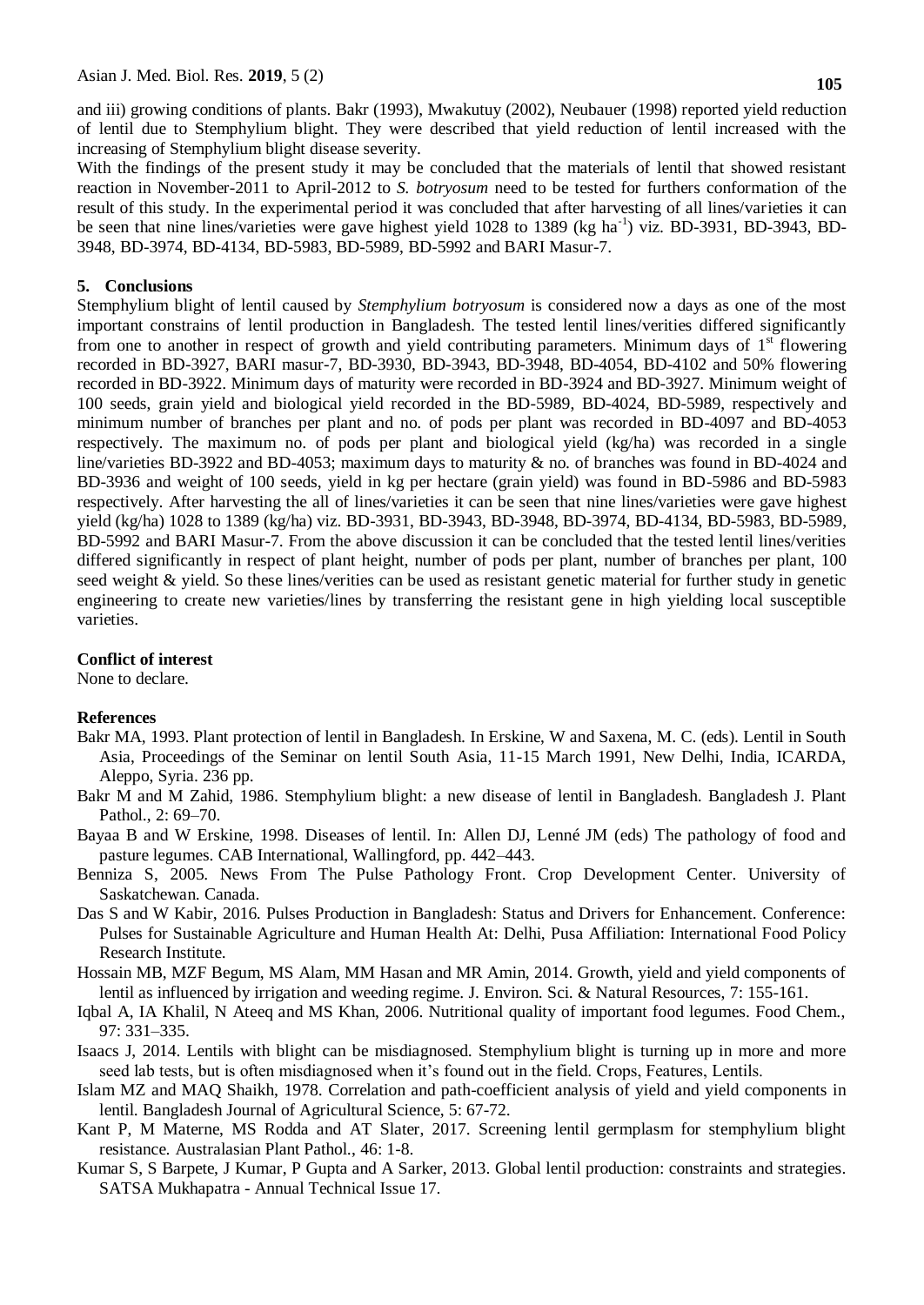and iii) growing conditions of plants. Bakr (1993), Mwakutuy (2002), Neubauer (1998) reported yield reduction of lentil due to Stemphylium blight. They were described that yield reduction of lentil increased with the increasing of Stemphylium blight disease severity.

With the findings of the present study it may be concluded that the materials of lentil that showed resistant reaction in November-2011 to April-2012 to *S. botryosum* need to be tested for furthers conformation of the result of this study. In the experimental period it was concluded that after harvesting of all lines/varieties it can be seen that nine lines/varieties were gave highest yield 1028 to 1389 (kg ha$^{-1}$) viz. BD-3931, BD-3943, BD-3948, BD-3974, BD-4134, BD-5983, BD-5989, BD-5992 and BARI Masur-7.

## 5. Conclusions

Stemphylium blight of lentil caused by *Stemphylium botryosum* is considered now a days as one of the most important constrains of lentil production in Bangladesh. The tested lentil lines/verities differed significantly from one to another in respect of growth and yield contributing parameters. Minimum days of 1$^{st}$ flowering recorded in BD-3927, BARI masur-7, BD-3930, BD-3943, BD-3948, BD-4054, BD-4102 and 50% flowering recorded in BD-3922. Minimum days of maturity were recorded in BD-3924 and BD-3927. Minimum weight of 100 seeds, grain yield and biological yield recorded in the BD-5989, BD-4024, BD-5989, respectively and minimum number of branches per plant and no. of pods per plant was recorded in BD-4097 and BD-4053 respectively. The maximum no. of pods per plant and biological yield (kg/ha) was recorded in a single line/varieties BD-3922 and BD-4053; maximum days to maturity & no. of branches was found in BD-4024 and BD-3936 and weight of 100 seeds, yield in kg per hectare (grain yield) was found in BD-5986 and BD-5983 respectively. After harvesting the all of lines/varieties it can be seen that nine lines/varieties were gave highest yield (kg/ha) 1028 to 1389 (kg/ha) viz. BD-3931, BD-3943, BD-3948, BD-3974, BD-4134, BD-5983, BD-5989, BD-5992 and BARI Masur-7. From the above discussion it can be concluded that the tested lentil lines/verities differed significantly in respect of plant height, number of pods per plant, number of branches per plant, 100 seed weight & yield. So these lines/verities can be used as resistant genetic material for further study in genetic engineering to create new varieties/lines by transferring the resistant gene in high yielding local susceptible varieties.

### Conflict of interest

None to declare.

### References

Bakr MA, 1993. Plant protection of lentil in Bangladesh. In Erskine, W and Saxena, M. C. (eds). Lentil in South Asia, Proceedings of the Seminar on lentil South Asia, 11-15 March 1991, New Delhi, India, ICARDA, Aleppo, Syria. 236 pp.

Bakr M and M Zahid, 1986. Stemphylium blight: a new disease of lentil in Bangladesh. Bangladesh J. Plant Pathol., 2: 69–70.

Bayaa B and W Erskine, 1998. Diseases of lentil. In: Allen DJ, Lenné JM (eds) The pathology of food and pasture legumes. CAB International, Wallingford, pp. 442–443.

Benniza S, 2005. News From The Pulse Pathology Front. Crop Development Center. University of Saskatchewan. Canada.

Das S and W Kabir, 2016. Pulses Production in Bangladesh: Status and Drivers for Enhancement. Conference: Pulses for Sustainable Agriculture and Human Health At: Delhi, Pusa Affiliation: International Food Policy Research Institute.

Hossain MB, MZF Begum, MS Alam, MM Hasan and MR Amin, 2014. Growth, yield and yield components of lentil as influenced by irrigation and weeding regime. J. Environ. Sci. & Natural Resources, 7: 155-161.

Iqbal A, IA Khalil, N Ateeq and MS Khan, 2006. Nutritional quality of important food legumes. Food Chem., 97: 331–335.

Isaacs J, 2014. Lentils with blight can be misdiagnosed. Stemphylium blight is turning up in more and more seed lab tests, but is often misdiagnosed when it's found out in the field. Crops, Features, Lentils.

Islam MZ and MAQ Shaikh, 1978. Correlation and path-coefficient analysis of yield and yield components in lentil. Bangladesh Journal of Agricultural Science, 5: 67-72.

Kant P, M Materne, MS Rodda and AT Slater, 2017. Screening lentil germplasm for stemphylium blight resistance. Australasian Plant Pathol., 46: 1-8.

Kumar S, S Barpete, J Kumar, P Gupta and A Sarker, 2013. Global lentil production: constraints and strategies. SATSA Mukhapatra - Annual Technical Issue 17.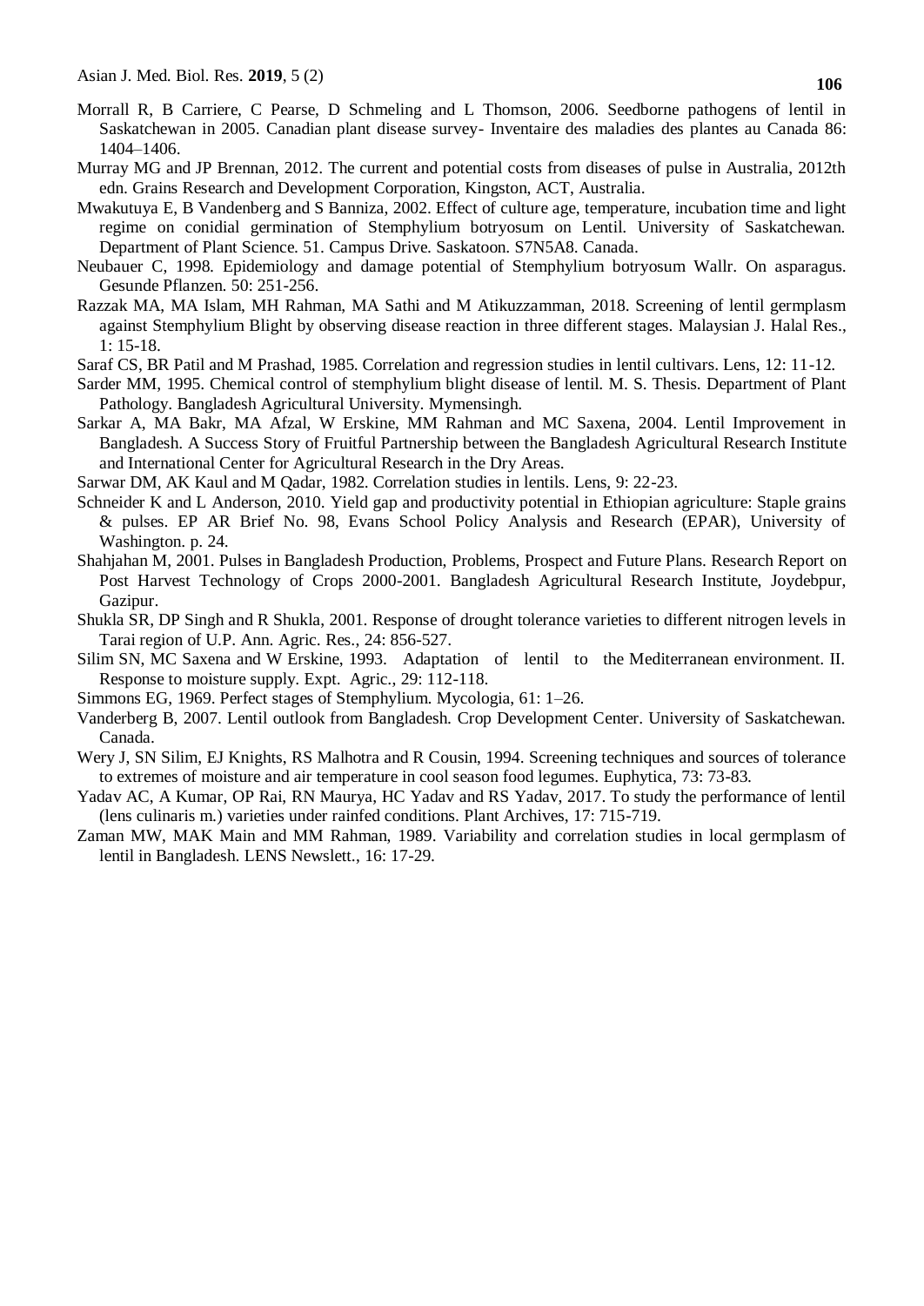Morrall R, B Carriere, C Pearse, D Schmeling and L Thomson, 2006. Seedborne pathogens of lentil in Saskatchewan in 2005. Canadian plant disease survey- Inventaire des maladies des plantes au Canada 86: 1404–1406.

Murray MG and JP Brennan, 2012. The current and potential costs from diseases of pulse in Australia, 2012th edn. Grains Research and Development Corporation, Kingston, ACT, Australia.

Mwakutuya E, B Vandenberg and S Banniza, 2002. Effect of culture age, temperature, incubation time and light regime on conidial germination of Stemphylium botryosum on Lentil. University of Saskatchewan. Department of Plant Science. 51. Campus Drive. Saskatoon. S7N5A8. Canada.

Neubauer C, 1998. Epidemiology and damage potential of Stemphylium botryosum Wallr. On asparagus. Gesunde Pflanzen. 50: 251-256.

Razzak MA, MA Islam, MH Rahman, MA Sathi and M Atikuzzamman, 2018. Screening of lentil germplasm against Stemphylium Blight by observing disease reaction in three different stages. Malaysian J. Halal Res., 1: 15-18.

Saraf CS, BR Patil and M Prashad, 1985. Correlation and regression studies in lentil cultivars. Lens, 12: 11-12.

Sarder MM, 1995. Chemical control of stemphylium blight disease of lentil. M. S. Thesis. Department of Plant Pathology. Bangladesh Agricultural University. Mymensingh.

Sarkar A, MA Bakr, MA Afzal, W Erskine, MM Rahman and MC Saxena, 2004. Lentil Improvement in Bangladesh. A Success Story of Fruitful Partnership between the Bangladesh Agricultural Research Institute and International Center for Agricultural Research in the Dry Areas.

Sarwar DM, AK Kaul and M Qadar, 1982. Correlation studies in lentils. Lens, 9: 22-23.

Schneider K and L Anderson, 2010. Yield gap and productivity potential in Ethiopian agriculture: Staple grains & pulses. EP AR Brief No. 98, Evans School Policy Analysis and Research (EPAR), University of Washington. p. 24.

Shahjahan M, 2001. Pulses in Bangladesh Production, Problems, Prospect and Future Plans. Research Report on Post Harvest Technology of Crops 2000-2001. Bangladesh Agricultural Research Institute, Joydebpur, Gazipur.

Shukla SR, DP Singh and R Shukla, 2001. Response of drought tolerance varieties to different nitrogen levels in Tarai region of U.P. Ann. Agric. Res., 24: 856-527.

Silim SN, MC Saxena and W Erskine, 1993. Adaptation of lentil to the Mediterranean environment. II. Response to moisture supply. Expt. Agric., 29: 112-118.

Simmons EG, 1969. Perfect stages of Stemphylium. Mycologia, 61: 1–26.

Vanderberg B, 2007. Lentil outlook from Bangladesh. Crop Development Center. University of Saskatchewan. Canada.

Wery J, SN Silim, EJ Knights, RS Malhotra and R Cousin, 1994. Screening techniques and sources of tolerance to extremes of moisture and air temperature in cool season food legumes. Euphytica, 73: 73-83.

Yadav AC, A Kumar, OP Rai, RN Maurya, HC Yadav and RS Yadav, 2017. To study the performance of lentil (lens culinaris m.) varieties under rainfed conditions. Plant Archives, 17: 715-719.

Zaman MW, MAK Main and MM Rahman, 1989. Variability and correlation studies in local germplasm of lentil in Bangladesh. LENS Newslett., 16: 17-29.